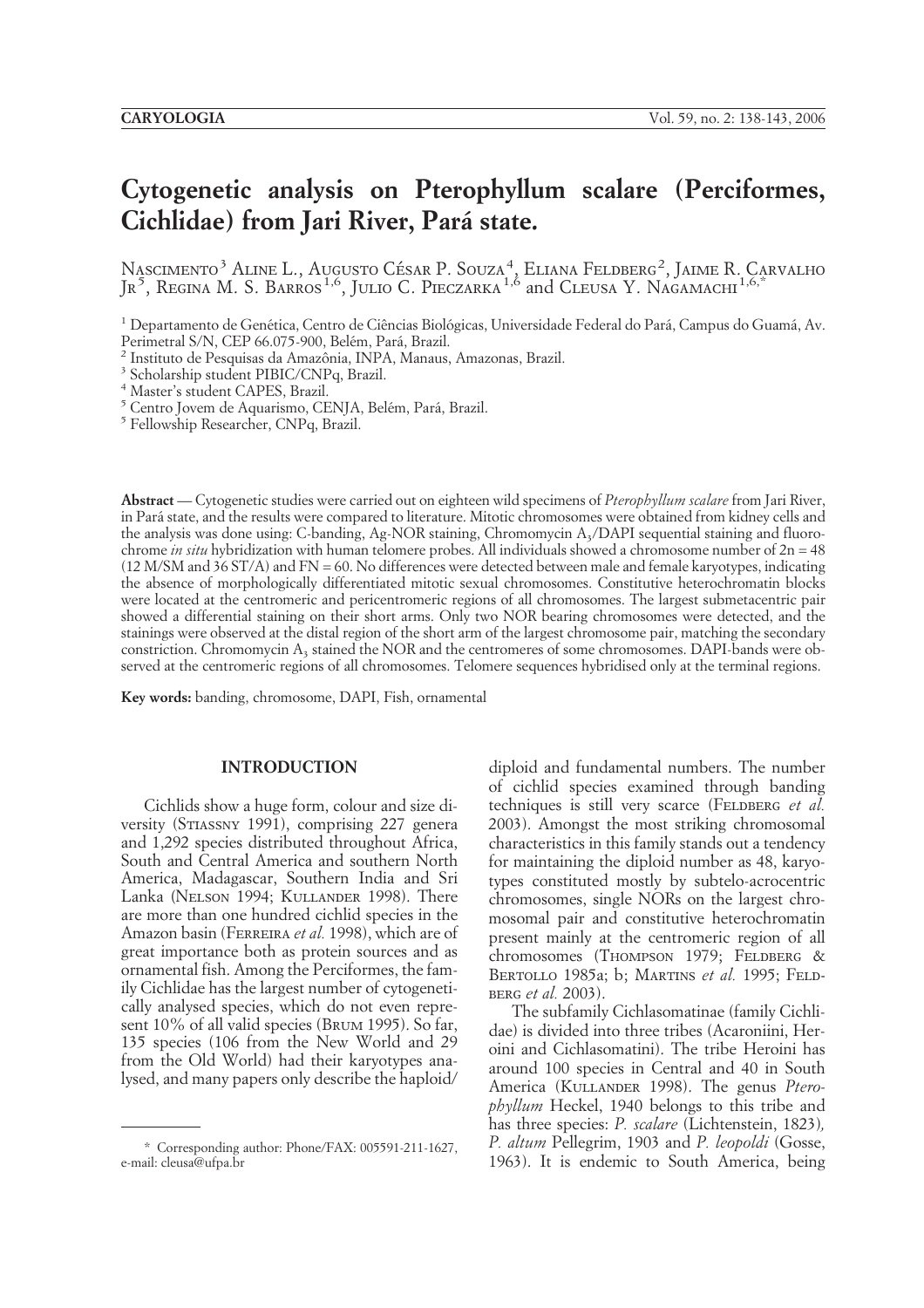# Cytogenetic analysis on Pterophyllum scalare (Perciformes, Cichlidae) from Jari River, Pará state.

Nascimento[3] Aline L., Augusto César P. Souza[4], Eliana Feldberg[2], Jaime R. Carvalho Jr[5], Regina M. S. Barros[1,6], Julio C. Pieczarka[1,6] and Cleusa Y. Nagamachi[1,6,*]

[1] Departamento de Genética, Centro de Ciências Biológicas, Universidade Federal do Pará, Campus do Guamá, Av. Perimetral S/N, CEP 66.075-900, Belém, Pará, Brazil.

[2] Instituto de Pesquisas da Amazônia, INPA, Manaus, Amazonas, Brazil.

[3] Scholarship student PIBIC/CNPq, Brazil.

[4] Master's student CAPES, Brazil.

[5] Centro Jovem de Aquarismo, CENJA, Belém, Pará, Brazil.

[5] Fellowship Researcher, CNPq, Brazil.

**Abstract** — Cytogenetic studies were carried out on eighteen wild specimens of *Pterophyllum scalare* from Jari River, in Pará state, and the results were compared to literature. Mitotic chromosomes were obtained from kidney cells and the analysis was done using: C-banding, Ag-NOR staining, Chromomycin $A_3$/DAPI sequential staining and fluorochrome *in situ* hybridization with human telomere probes. All individuals showed a chromosome number of 2n = 48 (12 M/SM and 36 ST/A) and FN = 60. No differences were detected between male and female karyotypes, indicating the absence of morphologically differentiated mitotic sexual chromosomes. Constitutive heterochromatin blocks were located at the centromeric and pericentromeric regions of all chromosomes. The largest submetacentric pair showed a differential staining on their short arms. Only two NOR bearing chromosomes were detected, and the stainings were observed at the distal region of the short arm of the largest chromosome pair, matching the secondary constriction. Chromomycin $A_3$ stained the NOR and the centromeres of some chromosomes. DAPI-bands were observed at the centromeric regions of all chromosomes. Telomere sequences hybridised only at the terminal regions.

**Key words:** banding, chromosome, DAPI, Fish, ornamental

## INTRODUCTION

Cichlids show a huge form, colour and size diversity (Stiassny 1991), comprising 227 genera and 1,292 species distributed throughout Africa, South and Central America and southern North America, Madagascar, Southern India and Sri Lanka (Nelson 1994; Kullander 1998). There are more than one hundred cichlid species in the Amazon basin (Ferreira *et al.* 1998), which are of great importance both as protein sources and as ornamental fish. Among the Perciformes, the family Cichlidae has the largest number of cytogenetically analysed species, which do not even represent 10% of all valid species (Brum 1995). So far, 135 species (106 from the New World and 29 from the Old World) had their karyotypes analysed, and many papers only describe the haploid/diploid and fundamental numbers. The number of cichlid species examined through banding techniques is still very scarce (Feldberg *et al.* 2003). Amongst the most striking chromosomal characteristics in this family stands out a tendency for maintaining the diploid number as 48, karyotypes constituted mostly by subtelo-acrocentric chromosomes, single NORs on the largest chromosomal pair and constitutive heterochromatin present mainly at the centromeric region of all chromosomes (Thompson 1979; Feldberg & Bertollo 1985a; b; Martins *et al.* 1995; Feldberg *et al.* 2003).

The subfamily Cichlasomatinae (family Cichlidae) is divided into three tribes (Acaroniini, Heroini and Cichlasomatini). The tribe Heroini has around 100 species in Central and 40 in South America (Kullander 1998). The genus *Pterophyllum* Heckel, 1940 belongs to this tribe and has three species: *P. scalare* (Lichtenstein, 1823), *P. altum* Pellegrim, 1903 and *P. leopoldi* (Gosse, 1963). It is endemic to South America, being

\* Corresponding author: Phone/FAX: 005591-211-1627, e-mail: cleusa@ufpa.br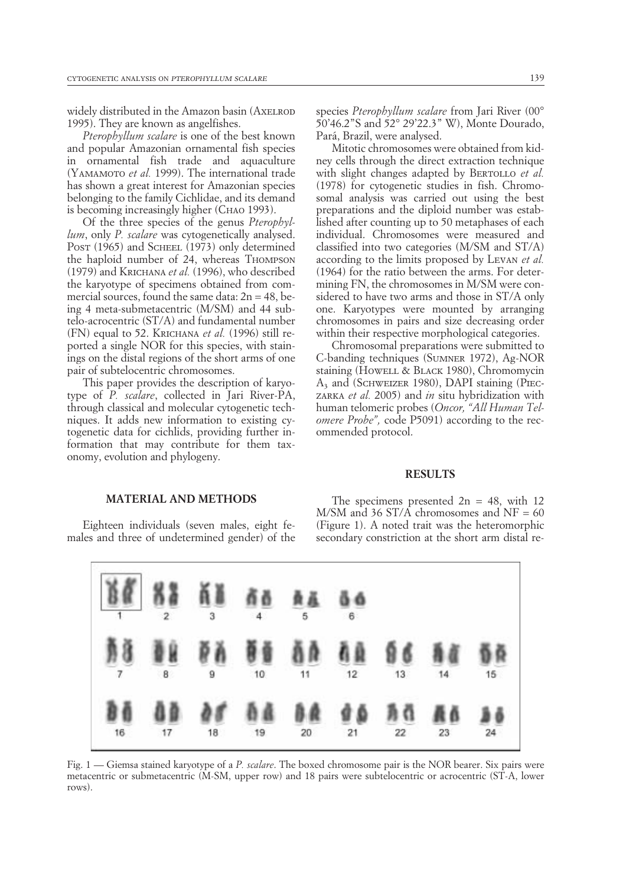widely distributed in the Amazon basin (Axelrod 1995). They are known as angelfishes.

*Pterophyllum scalare* is one of the best known and popular Amazonian ornamental fish species in ornamental fish trade and aquaculture (Yamamoto *et al.* 1999). The international trade has shown a great interest for Amazonian species belonging to the family Cichlidae, and its demand is becoming increasingly higher (Chao 1993).

Of the three species of the genus *Pterophyllum*, only *P. scalare* was cytogenetically analysed. Post (1965) and Scheel (1973) only determined the haploid number of 24, whereas Thompson (1979) and Krichana *et al.* (1996), who described the karyotype of specimens obtained from commercial sources, found the same data: 2n = 48, being 4 meta-submetacentric (M/SM) and 44 subtelo-acrocentric (ST/A) and fundamental number (FN) equal to 52. Krichana *et al.* (1996) still reported a single NOR for this species, with stainings on the distal regions of the short arms of one pair of subtelocentric chromosomes.

This paper provides the description of karyotype of *P. scalare*, collected in Jari River-PA, through classical and molecular cytogenetic techniques. It adds new information to existing cytogenetic data for cichlids, providing further information that may contribute for them taxonomy, evolution and phylogeny.

## MATERIAL AND METHODS

Eighteen individuals (seven males, eight females and three of undetermined gender) of the species *Pterophyllum scalare* from Jari River (00° 50'46.2"S and 52° 29'22.3" W), Monte Dourado, Pará, Brazil, were analysed.

Mitotic chromosomes were obtained from kidney cells through the direct extraction technique with slight changes adapted by Bertollo *et al.* (1978) for cytogenetic studies in fish. Chromosomal analysis was carried out using the best preparations and the diploid number was established after counting up to 50 metaphases of each individual. Chromosomes were measured and classified into two categories (M/SM and ST/A) according to the limits proposed by Levan *et al.* (1964) for the ratio between the arms. For determining FN, the chromosomes in M/SM were considered to have two arms and those in ST/A only one. Karyotypes were mounted by arranging chromosomes in pairs and size decreasing order within their respective morphological categories.

Chromosomal preparations were submitted to C-banding techniques (Sumner 1972), Ag-NOR staining (Howell & Black 1980), Chromomycin $A_3$ and (Schweizer 1980), DAPI staining (Pieczarka *et al.* 2005) and *in* situ hybridization with human telomeric probes (*Oncor, "All Human Telomere Probe"*, code P5091) according to the recommended protocol.

## RESULTS

The specimens presented 2n = 48, with 12 M/SM and 36 ST/A chromosomes and NF = 60 (Figure 1). A noted trait was the heteromorphic secondary constriction at the short arm distal re-

Fig. 1 — Giemsa stained karyotype of a *P. scalare*. The boxed chromosome pair is the NOR bearer. Six pairs were metacentric or submetacentric (M-SM, upper row) and 18 pairs were subtelocentric or acrocentric (ST-A, lower rows).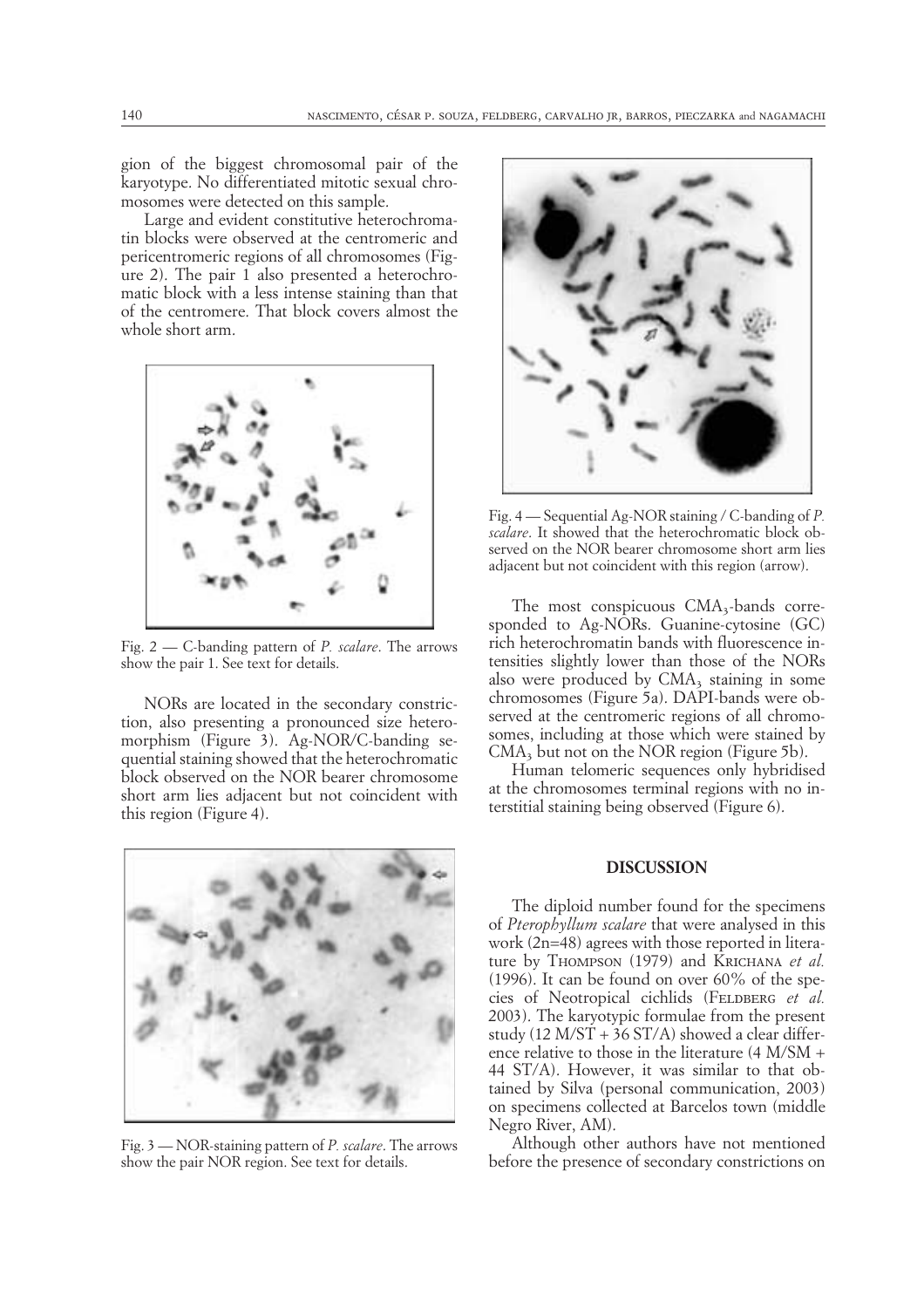gion of the biggest chromosomal pair of the karyotype. No differentiated mitotic sexual chromosomes were detected on this sample.

Large and evident constitutive heterochromatin blocks were observed at the centromeric and pericentromeric regions of all chromosomes (Figure 2). The pair 1 also presented a heterochromatic block with a less intense staining than that of the centromere. That block covers almost the whole short arm.

Fig. 2 — C-banding pattern of *P. scalare*. The arrows show the pair 1. See text for details.

NORs are located in the secondary constriction, also presenting a pronounced size heteromorphism (Figure 3). Ag-NOR/C-banding sequential staining showed that the heterochromatic block observed on the NOR bearer chromosome short arm lies adjacent but not coincident with this region (Figure 4).

Fig. 3 — NOR-staining pattern of *P. scalare*. The arrows show the pair NOR region. See text for details.

Fig. 4 — Sequential Ag-NOR staining / C-banding of *P. scalare*. It showed that the heterochromatic block observed on the NOR bearer chromosome short arm lies adjacent but not coincident with this region (arrow).

The most conspicuous $CMA_3$-bands corresponded to Ag-NORs. Guanine-cytosine (GC) rich heterochromatin bands with fluorescence intensities slightly lower than those of the NORs also were produced by $CMA_3$ staining in some chromosomes (Figure 5a). DAPI-bands were observed at the centromeric regions of all chromosomes, including at those which were stained by $CMA_3$ but not on the NOR region (Figure 5b).

Human telomeric sequences only hybridised at the chromosomes terminal regions with no interstitial staining being observed (Figure 6).

## DISCUSSION

The diploid number found for the specimens of *Pterophyllum scalare* that were analysed in this work (2n=48) agrees with those reported in literature by Thompson (1979) and Krichana *et al.* (1996). It can be found on over 60% of the species of Neotropical cichlids (Feldberg *et al.* 2003). The karyotypic formulae from the present study (12 M/ST + 36 ST/A) showed a clear difference relative to those in the literature (4 M/SM + 44 ST/A). However, it was similar to that obtained by Silva (personal communication, 2003) on specimens collected at Barcelos town (middle Negro River, AM).

Although other authors have not mentioned before the presence of secondary constrictions on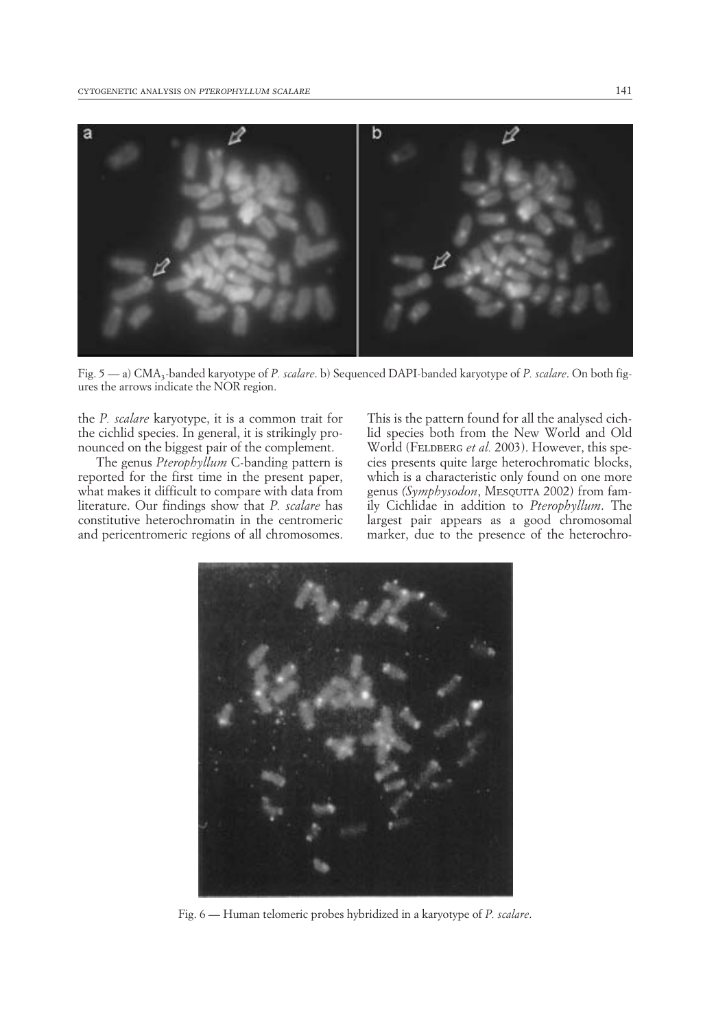Fig. 5 — a) $CMA_3$-banded karyotype of *P. scalare*. b) Sequenced DAPI-banded karyotype of *P. scalare*. On both figures the arrows indicate the NOR region.

the *P. scalare* karyotype, it is a common trait for the cichlid species. In general, it is strikingly pronounced on the biggest pair of the complement.

The genus *Pterophyllum* C-banding pattern is reported for the first time in the present paper, what makes it difficult to compare with data from literature. Our findings show that *P. scalare* has constitutive heterochromatin in the centromeric and pericentromeric regions of all chromosomes. This is the pattern found for all the analysed cichlid species both from the New World and Old World (Feldberg *et al.* 2003). However, this species presents quite large heterochromatic blocks, which is a characteristic only found on one more genus (*Symphysodon*, Mesquita 2002) from family Cichlidae in addition to *Pterophyllum*. The largest pair appears as a good chromosomal marker, due to the presence of the heterochro-

Fig. 6 — Human telomeric probes hybridized in a karyotype of *P. scalare*.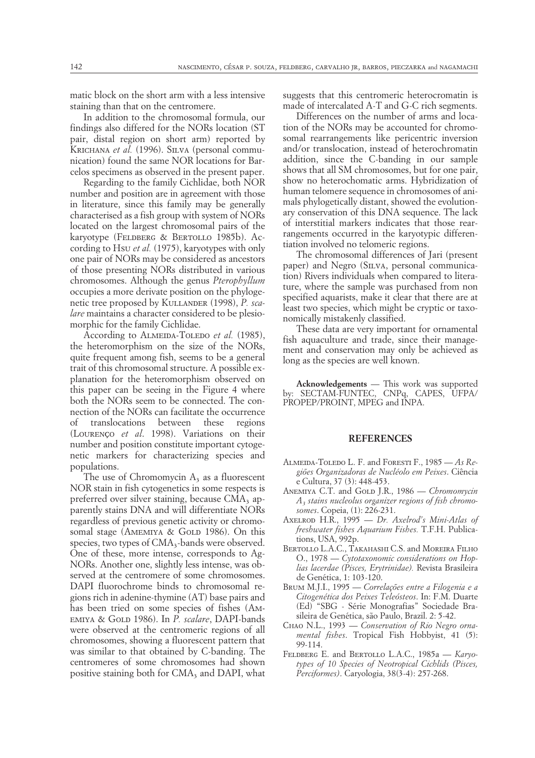matic block on the short arm with a less intensive staining than that on the centromere.

In addition to the chromosomal formula, our findings also differed for the NORs location (ST pair, distal region on short arm) reported by Krichana *et al.* (1996). Silva (personal communication) found the same NOR locations for Barcelos specimens as observed in the present paper.

Regarding to the family Cichlidae, both NOR number and position are in agreement with those in literature, since this family may be generally characterised as a fish group with system of NORs located on the largest chromosomal pairs of the karyotype (Feldberg & Bertollo 1985b). According to Hsu *et al.* (1975), karyotypes with only one pair of NORs may be considered as ancestors of those presenting NORs distributed in various chromosomes. Although the genus *Pterophyllum* occupies a more derivate position on the phylogenetic tree proposed by Kullander (1998), *P. scalare* maintains a character considered to be plesiomorphic for the family Cichlidae.

According to Almeida-Toledo *et al.* (1985), the heteromorphism on the size of the NORs, quite frequent among fish, seems to be a general trait of this chromosomal structure. A possible explanation for the heteromorphism observed on this paper can be seeing in the Figure 4 where both the NORs seem to be connected. The connection of the NORs can facilitate the occurrence of translocations between these regions (Lourenço *et al*. 1998). Variations on their number and position constitute important cytogenetic markers for characterizing species and populations.

The use of Chromomycin $A_3$ as a fluorescent NOR stain in fish cytogenetics in some respects is preferred over silver staining, because $CMA_3$ apparently stains DNA and will differentiate NORs regardless of previous genetic activity or chromosomal stage (Amemiya & Gold 1986). On this species, two types of $CMA_3$-bands were observed. One of these, more intense, corresponds to Ag-NORs. Another one, slightly less intense, was observed at the centromere of some chromosomes. DAPI fluorochrome binds to chromosomal regions rich in adenine-thymine (AT) base pairs and has been tried on some species of fishes (Amemiya & Gold 1986). In *P. scalare*, DAPI-bands were observed at the centromeric regions of all chromosomes, showing a fluorescent pattern that was similar to that obtained by C-banding. The centromeres of some chromosomes had shown positive staining both for $CMA_3$ and DAPI, what suggests that this centromeric heterocromatin is made of intercalated A-T and G-C rich segments.

Differences on the number of arms and location of the NORs may be accounted for chromosomal rearrangements like pericentric inversion and/or translocation, instead of heterochromatin addition, since the C-banding in our sample shows that all SM chromosomes, but for one pair, show no heterochomatic arms. Hybridization of human telomere sequence in chromosomes of animals phylogetically distant, showed the evolutionary conservation of this DNA sequence. The lack of interstitial markers indicates that those rearrangements occurred in the karyotypic differentiation involved no telomeric regions.

The chromosomal differences of Jari (present paper) and Negro (Silva, personal communication) Rivers individuals when compared to literature, where the sample was purchased from non specified aquarists, make it clear that there are at least two species, which might be cryptic or taxonomically mistakenly classified.

These data are very important for ornamental fish aquaculture and trade, since their management and conservation may only be achieved as long as the species are well known.

**Acknowledgements** — This work was supported by: SECTAM-FUNTEC, CNPq, CAPES, UFPA/PROPEP/PROINT, MPEG and INPA.

## REFERENCES

Almeida-Toledo L. F. and Foresti F., 1985 — *As Regiões Organizadoras de Nucléolo em Peixes*. Ciência e Cultura, 37 (3): 448-453.

Anemiya C.T. and Gold J.R., 1986 — *Chromomycin $A_3$ stains nucleolus organizer regions of fish chromosomes*. Copeia, (1): 226-231.

Axelrod H.R., 1995 — *Dr. Axelrod's Mini-Atlas of freshwater fishes Aquarium Fishes.* T.F.H. Publications, USA, 992p.

Bertollo L.A.C., Takahashi C.S. and Moreira Filho O., 1978 — *Cytotaxonomic considerations on Hoplias lacerdae (Pisces, Erytrinidae).* Revista Brasileira de Genética, 1: 103-120.

Brum M.J.I., 1995 — *Correlações entre a Filogenia e a Citogenética dos Peixes Teleósteos*. In: F.M. Duarte (Ed) "SBG - Série Monografias" Sociedade Brasileira de Genética, são Paulo, Brazil. 2: 5-42.

Chao N.L., 1993 — *Conservation of Rio Negro ornamental fishes*. Tropical Fish Hobbyist, 41 (5): 99-114.

Feldberg E. and Bertollo L.A.C., 1985a — *Karyotypes of 10 Species of Neotropical Cichlids (Pisces, Perciformes)*. Caryologia, 38(3-4): 257-268.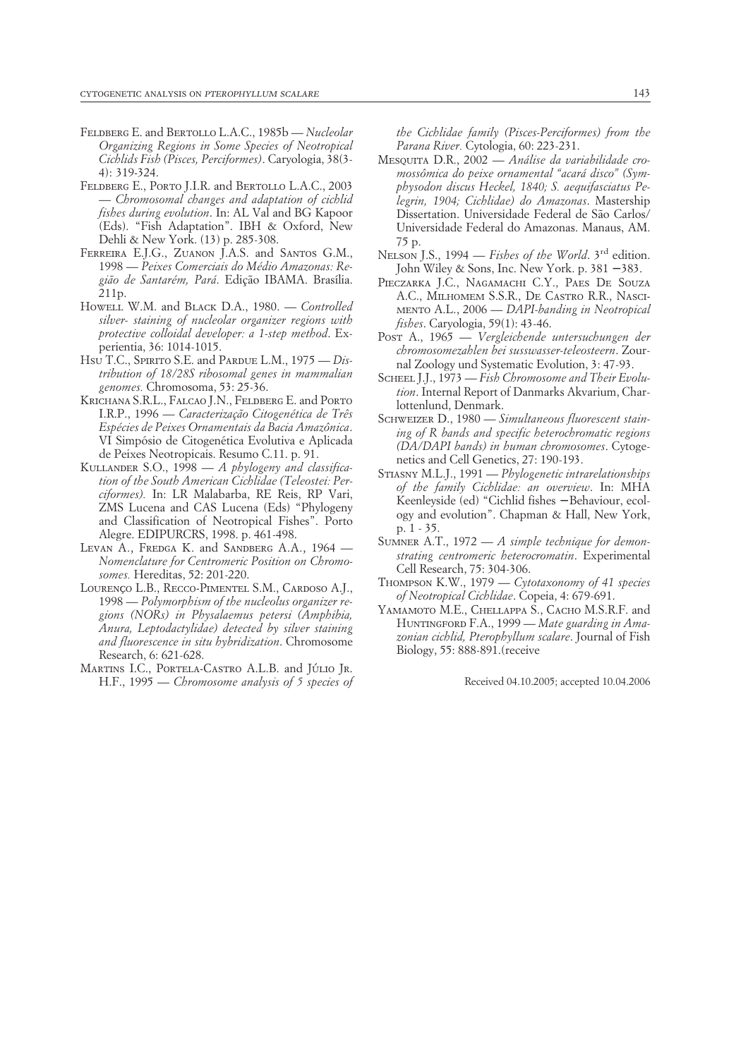Feldberg E. and Bertollo L.A.C., 1985b — *Nucleolar Organizing Regions in Some Species of Neotropical Cichlids Fish (Pisces, Perciformes)*. Caryologia, 38(3-4): 319-324.

Feldberg E., Porto J.I.R. and Bertollo L.A.C., 2003 — *Chromosomal changes and adaptation of cichlid fishes during evolution*. In: AL Val and BG Kapoor (Eds). "Fish Adaptation". IBH & Oxford, New Dehli & New York. (13) p. 285-308.

Ferreira E.J.G., Zuanon J.A.S. and Santos G.M., 1998 — *Peixes Comerciais do Médio Amazonas: Região de Santarém, Pará*. Edição IBAMA. Brasília. 211p.

Howell W.M. and Black D.A., 1980. — *Controlled silver- staining of nucleolar organizer regions with protective colloidal developer: a 1-step method*. Experientia, 36: 1014-1015.

Hsu T.C., Spirito S.E. and Pardue L.M., 1975 — *Distribution of 18/28S ribosomal genes in mammalian genomes.* Chromosoma, 53: 25-36.

Krichana S.R.L., Falcao J.N., Feldberg E. and Porto I.R.P., 1996 — *Caracterização Citogenética de Três Espécies de Peixes Ornamentais da Bacia Amazônica*. VI Simpósio de Citogenética Evolutiva e Aplicada de Peixes Neotropicais. Resumo C.11. p. 91.

Kullander S.O., 1998 — *A phylogeny and classification of the South American Cichlidae (Teleostei: Perciformes).* In: LR Malabarba, RE Reis, RP Vari, ZMS Lucena and CAS Lucena (Eds) "Phylogeny and Classification of Neotropical Fishes". Porto Alegre. EDIPURCRS, 1998. p. 461-498.

Levan A., Fredga K. and Sandberg A.A., 1964 — *Nomenclature for Centromeric Position on Chromosomes.* Hereditas, 52: 201-220.

Lourenço L.B., Recco-Pimentel S.M., Cardoso A.J., 1998 — *Polymorphism of the nucleolus organizer regions (NORs) in Physalaemus petersi (Amphibia, Anura, Leptodactylidae) detected by silver staining and fluorescence in situ hybridization*. Chromosome Research, 6: 621-628.

Martins I.C., Portela-Castro A.L.B. and Júlio Jr. H.F., 1995 — *Chromosome analysis of 5 species of the Cichlidae family (Pisces-Perciformes) from the Parana River.* Cytologia, 60: 223-231.

Mesquita D.R., 2002 — *Análise da variabilidade cromossômica do peixe ornamental "acará disco" (Symphysodon discus Heckel, 1840; S. aequifasciatus Pelegrin, 1904; Cichlidae) do Amazonas*. Mastership Dissertation. Universidade Federal de São Carlos/ Universidade Federal do Amazonas. Manaus, AM. 75 p.

Nelson J.S., 1994 — *Fishes of the World*. 3rd edition. John Wiley & Sons, Inc. New York. p. 381 −383.

Pieczarka J.C., Nagamachi C.Y., Paes De Souza A.C., Milhomem S.S.R., De Castro R.R., Nascimento A.L., 2006 — *DAPI-banding in Neotropical fishes*. Caryologia, 59(1): 43-46.

Post A., 1965 — *Vergleichende untersuchungen der chromosomezahlen bei susswasser-teleosteern*. Zournal Zoology und Systematic Evolution, 3: 47-93.

Scheel J.J., 1973 — *Fish Chromosome and Their Evolution*. Internal Report of Danmarks Akvarium, Charlottenlund, Denmark.

Schweizer D., 1980 — *Simultaneous fluorescent staining of R bands and specific heterochromatic regions (DA/DAPI bands) in human chromosomes*. Cytogenetics and Cell Genetics, 27: 190-193.

Stiasny M.L.J., 1991 — *Phylogenetic intrarelationships of the family Cichlidae: an overview*. In: MHA Keenleyside (ed) "Cichlid fishes −Behaviour, ecology and evolution". Chapman & Hall, New York, p. 1 - 35.

Sumner A.T., 1972 — *A simple technique for demonstrating centromeric heterocromatin*. Experimental Cell Research, 75: 304-306.

Thompson K.W., 1979 — *Cytotaxonomy of 41 species of Neotropical Cichlidae*. Copeia, 4: 679-691.

Yamamoto M.E., Chellappa S., Cacho M.S.R.F. and Huntingford F.A., 1999 — *Mate guarding in Amazonian cichlid, Pterophyllum scalare*. Journal of Fish Biology, 55: 888-891.(receive

Received 04.10.2005; accepted 10.04.2006